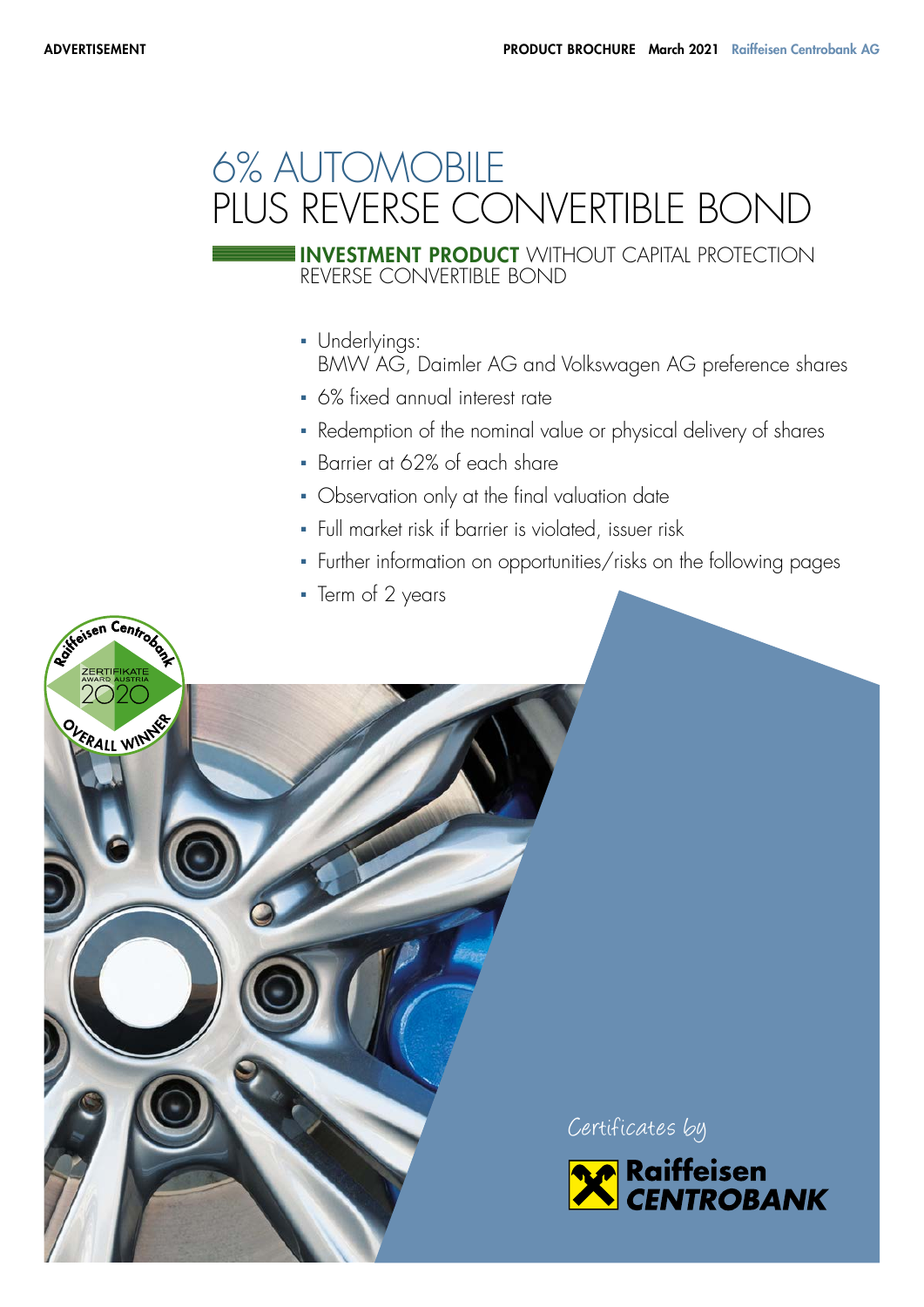ADVERTISEMENT

PRODUCT BROCHURE March 2021 Raiffeisen Centrobank AG

# 6% AUTOMOBILE PLUS REVERSE CONVERTIBLE BOND

**INVESTMENT PRODUCT** WITHOUT CAPITAL PROTECTION
REVERSE CONVERTIBLE BOND

- Underlyings:
  BMW AG, Daimler AG and Volkswagen AG preference shares
- 6% fixed annual interest rate
- Redemption of the nominal value or physical delivery of shares
- Barrier at 62% of each share
- Observation only at the final valuation date
- Full market risk if barrier is violated, issuer risk
- Further information on opportunities/risks on the following pages
- Term of 2 years

Raiffeisen Centrobank ZERTIFIKATE AWARD AUSTRIA 2020 OVERALL WINNER

Certificates by Raiffeisen CENTROBANK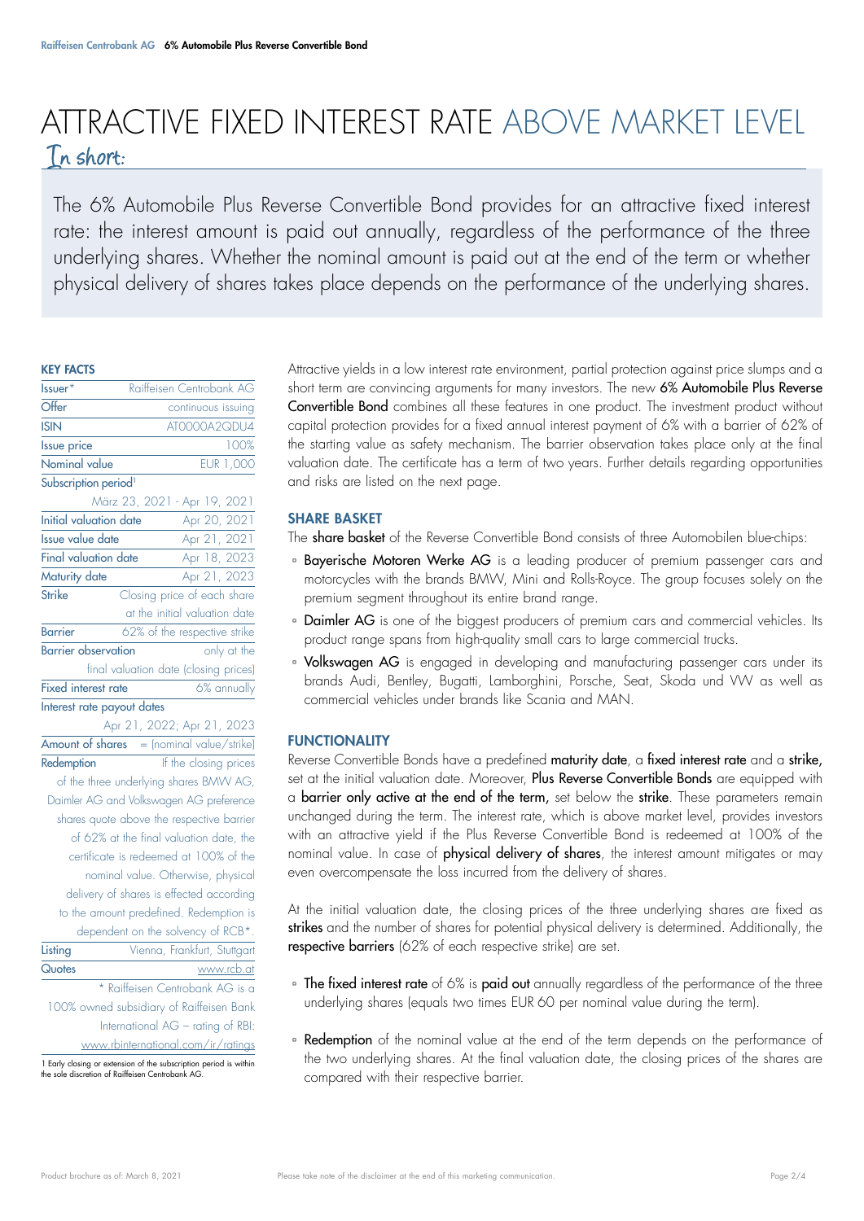# ATTRACTIVE FIXED INTEREST RATE ABOVE MARKET LEVEL

## In short:

The 6% Automobile Plus Reverse Convertible Bond provides for an attractive fixed interest rate: the interest amount is paid out annually, regardless of the performance of the three underlying shares. Whether the nominal amount is paid out at the end of the term or whether physical delivery of shares takes place depends on the performance of the underlying shares.

### KEY FACTS

| | |
|---|---|
| Issuer* | Raiffeisen Centrobank AG |
| Offer | continuous issuing |
| ISIN | AT0000A2QDU4 |
| Issue price | 100% |
| Nominal value | EUR 1,000 |
| Subscription period[1] | März 23, 2021 - Apr 19, 2021 |
| Initial valuation date | Apr 20, 2021 |
| Issue value date | Apr 21, 2021 |
| Final valuation date | Apr 18, 2023 |
| Maturity date | Apr 21, 2023 |
| Strike | Closing price of each share at the initial valuation date |
| Barrier | 62% of the respective strike |
| Barrier observation | only at the final valuation date (closing prices) |
| Fixed interest rate | 6% annually |
| Interest rate payout dates | Apr 21, 2022; Apr 21, 2023 |
| Amount of shares | = (nominal value/strike) |
| Redemption | If the closing prices of the three underlying shares BMW AG, Daimler AG and Volkswagen AG preference shares quote above the respective barrier of 62% at the final valuation date, the certificate is redeemed at 100% of the nominal value. Otherwise, physical delivery of shares is effected according to the amount predefined. Redemption is dependent on the solvency of RCB*. |
| Listing | Vienna, Frankfurt, Stuttgart |
| Quotes | www.rcb.at |

* Raiffeisen Centrobank AG is a 100% owned subsidiary of Raiffeisen Bank International AG – rating of RBI: www.rbinternational.com/ir/ratings

1 Early closing or extension of the subscription period is within the sole discretion of Raiffeisen Centrobank AG.

Attractive yields in a low interest rate environment, partial protection against price slumps and a short term are convincing arguments for many investors. The new **6% Automobile Plus Reverse Convertible Bond** combines all these features in one product. The investment product without capital protection provides for a fixed annual interest payment of 6% with a barrier of 62% of the starting value as safety mechanism. The barrier observation takes place only at the final valuation date. The certificate has a term of two years. Further details regarding opportunities and risks are listed on the next page.

### SHARE BASKET

The **share basket** of the Reverse Convertible Bond consists of three Automobilen blue-chips:

- **Bayerische Motoren Werke AG** is a leading producer of premium passenger cars and motorcycles with the brands BMW, Mini and Rolls-Royce. The group focuses solely on the premium segment throughout its entire brand range.
- **Daimler AG** is one of the biggest producers of premium cars and commercial vehicles. Its product range spans from high-quality small cars to large commercial trucks.
- **Volkswagen AG** is engaged in developing and manufacturing passenger cars under its brands Audi, Bentley, Bugatti, Lamborghini, Porsche, Seat, Skoda und VW as well as commercial vehicles under brands like Scania and MAN.

### FUNCTIONALITY

Reverse Convertible Bonds have a predefined **maturity date**, a **fixed interest rate** and a **strike,** set at the initial valuation date. Moreover, **Plus Reverse Convertible Bonds** are equipped with a **barrier only active at the end of the term,** set below the **strike**. These parameters remain unchanged during the term. The interest rate, which is above market level, provides investors with an attractive yield if the Plus Reverse Convertible Bond is redeemed at 100% of the nominal value. In case of **physical delivery of shares**, the interest amount mitigates or may even overcompensate the loss incurred from the delivery of shares.

At the initial valuation date, the closing prices of the three underlying shares are fixed as **strikes** and the number of shares for potential physical delivery is determined. Additionally, the **respective barriers** (62% of each respective strike) are set.

- **The fixed interest rate** of 6% is **paid out** annually regardless of the performance of the three underlying shares (equals two times EUR 60 per nominal value during the term).
- **Redemption** of the nominal value at the end of the term depends on the performance of the two underlying shares. At the final valuation date, the closing prices of the shares are compared with their respective barrier.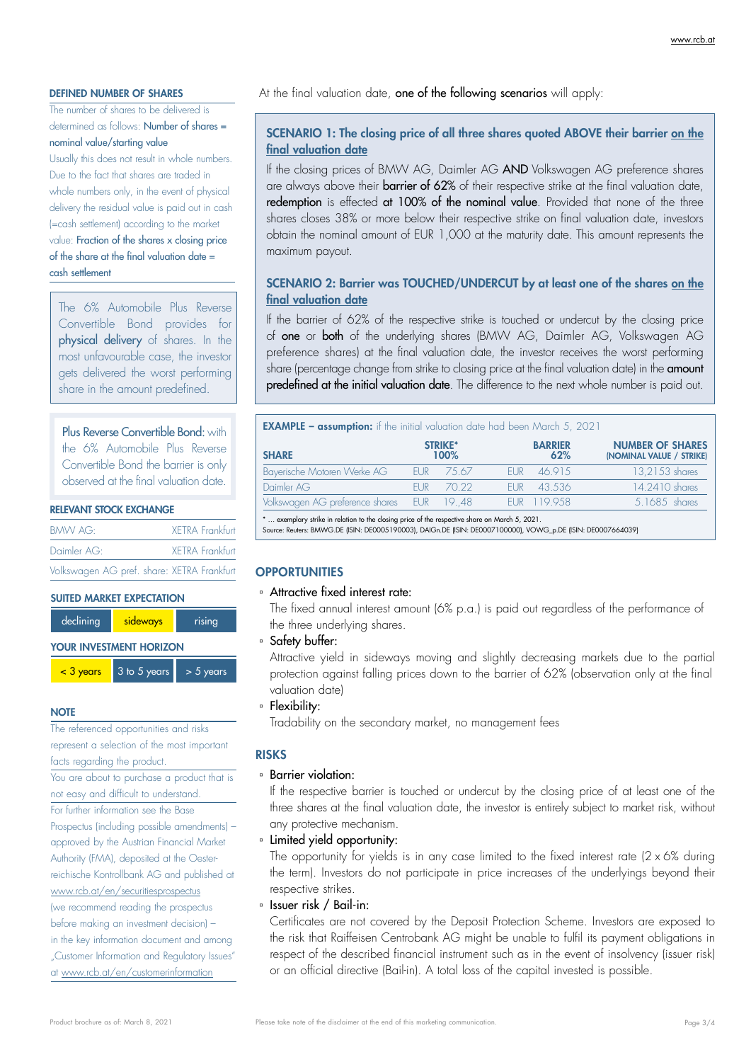## DEFINED NUMBER OF SHARES

The number of shares to be delivered is determined as follows: **Number of shares = nominal value/starting value**

Usually this does not result in whole numbers. Due to the fact that shares are traded in whole numbers only, in the event of physical delivery the residual value is paid out in cash (=cash settlement) according to the market value: **Fraction of the shares x closing price of the share at the final valuation date = cash settlement**

The 6% Automobile Plus Reverse Convertible Bond provides for **physical delivery** of shares. In the most unfavourable case, the investor gets delivered the worst performing share in the amount predefined.

**Plus Reverse Convertible Bond:** with the 6% Automobile Plus Reverse Convertible Bond the barrier is only observed at the final valuation date.

## RELEVANT STOCK EXCHANGE

| | |
|---|---|
| BMW AG: | XETRA Frankfurt |
| Daimler AG: | XETRA Frankfurt |
| Volkswagen AG pref. share: | XETRA Frankfurt |

## SUITED MARKET EXPECTATION

| declining | **sideways** | rising |
|---|---|---|

## YOUR INVESTMENT HORIZON

| **< 3 years** | 3 to 5 years | > 5 years |
|---|---|---|

## NOTE

The referenced opportunities and risks represent a selection of the most important facts regarding the product.

You are about to purchase a product that is not easy and difficult to understand.

For further information see the Base Prospectus (including possible amendments) – approved by the Austrian Financial Market Authority (FMA), deposited at the Oesterreichische Kontrollbank AG and published at www.rcb.at/en/securitiesprospectus (we recommend reading the prospectus before making an investment decision) – in the key information document and among „Customer Information and Regulatory Issues" at www.rcb.at/en/customerinformation

At the final valuation date, **one of the following scenarios** will apply:

### SCENARIO 1: The closing price of all three shares quoted ABOVE their barrier on the final valuation date

If the closing prices of BMW AG, Daimler AG **AND** Volkswagen AG preference shares are always above their **barrier of 62%** of their respective strike at the final valuation date, **redemption** is effected **at 100% of the nominal value**. Provided that none of the three shares closes 38% or more below their respective strike on final valuation date, investors obtain the nominal amount of EUR 1,000 at the maturity date. This amount represents the maximum payout.

### SCENARIO 2: Barrier was TOUCHED/UNDERCUT by at least one of the shares on the final valuation date

If the barrier of 62% of the respective strike is touched or undercut by the closing price of **one** or **both** of the underlying shares (BMW AG, Daimler AG, Volkswagen AG preference shares) at the final valuation date, the investor receives the worst performing share (percentage change from strike to closing price at the final valuation date) in the **amount predefined at the initial valuation date**. The difference to the next whole number is paid out.

**EXAMPLE – assumption:** if the initial valuation date had been March 5, 2021

| SHARE | STRIKE* 100% | BARRIER 62% | NUMBER OF SHARES (NOMINAL VALUE / STRIKE) |
|---|---|---|---|
| Bayerische Motoren Werke AG | EUR 75.67 | EUR 46.915 | 13,2153 shares |
| Daimler AG | EUR 70.22 | EUR 43.536 | 14.2410 shares |
| Volkswagen AG preference shares | EUR 19.,48 | EUR 119.958 | 5.1685 shares |

\* ... exemplary strike in relation to the closing price of the respective share on March 5, 2021.
Source: Reuters: BMWG.DE (ISIN: DE0005190003), DAIGn.DE (ISIN: DE0007100000), VOWG_p.DE (ISIN: DE0007664039)

## OPPORTUNITIES

- **Attractive fixed interest rate:**
  The fixed annual interest amount (6% p.a.) is paid out regardless of the performance of the three underlying shares.
- **Safety buffer:**
  Attractive yield in sideways moving and slightly decreasing markets due to the partial protection against falling prices down to the barrier of 62% (observation only at the final valuation date)
- **Flexibility:**
  Tradability on the secondary market, no management fees

## RISKS

- **Barrier violation:**
  If the respective barrier is touched or undercut by the closing price of at least one of the three shares at the final valuation date, the investor is entirely subject to market risk, without any protective mechanism.
- **Limited yield opportunity:**
  The opportunity for yields is in any case limited to the fixed interest rate (2 x 6% during the term). Investors do not participate in price increases of the underlyings beyond their respective strikes.
- **Issuer risk / Bail-in:**
  Certificates are not covered by the Deposit Protection Scheme. Investors are exposed to the risk that Raiffeisen Centrobank AG might be unable to fulfil its payment obligations in respect of the described financial instrument such as in the event of insolvency (issuer risk) or an official directive (Bail-in). A total loss of the capital invested is possible.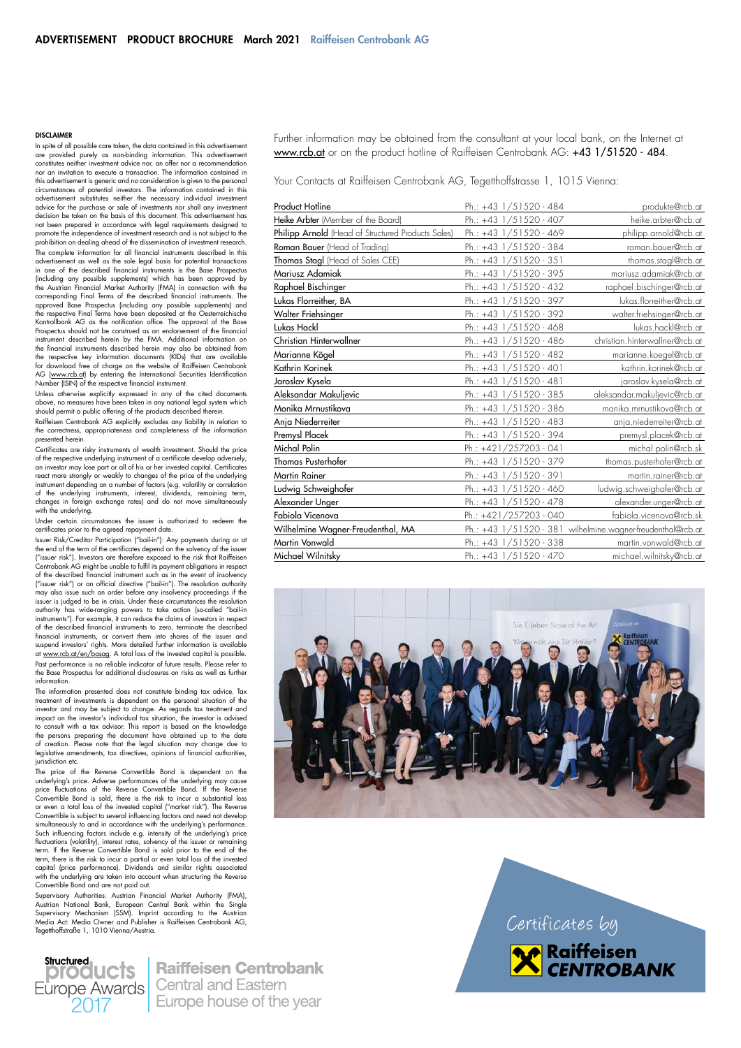**ADVERTISEMENT PRODUCT BROCHURE March 2021 Raiffeisen Centrobank AG**

### DISCLAIMER

In spite of all possible care taken, the data contained in this advertisement are provided purely as non-binding information. This advertisement constitutes neither investment advice nor, an offer nor a recommendation nor an invitation to execute a transaction. The information contained in this advertisement is generic and no consideration is given to the personal circumstances of potential investors. The information contained in this advertisement substitutes neither the necessary individual investment advice for the purchase or sale of investments nor shall any investment decision be taken on the basis of this document. This advertisement has not been prepared in accordance with legal requirements designed to promote the independence of investment research and is not subject to the prohibition on dealing ahead of the dissemination of investment research.

The complete information for all financial instruments described in this advertisement as well as the sole legal basis for potential transactions in one of the described financial instruments is the Base Prospectus (including any possible supplements) which has been approved by the Austrian Financial Market Authority (FMA) in connection with the corresponding Final Terms of the described financial instruments. The approved Base Prospectus (including any possible supplements) and the respective Final Terms have been deposited at the Oesterreichische Kontrollbank AG as the notification office. The approval of the Base Prospectus should not be construed as an endorsement of the financial instrument described herein by the FMA. Additional information on the financial instruments described herein may also be obtained from the respective key information documents (KIDs) that are available for download free of charge on the website of Raiffeisen Centrobank AG (www.rcb.at) by entering the International Securities Identification Number (ISIN) of the respective financial instrument.

Unless otherwise explicitly expressed in any of the cited documents above, no measures have been taken in any national legal system which should permit a public offering of the products described therein.

Raiffeisen Centrobank AG explicitly excludes any liability in relation to the correctness, appropriateness and completeness of the information presented herein.

Certificates are risky instruments of wealth investment. Should the price of the respective underlying instrument of a certificate develop adversely, an investor may lose part or all of his or her invested capital. Certificates react more strongly or weakly to changes of the price of the underlying instrument depending on a number of factors (e.g. volatility or correlation of the underlying instruments, interest, dividends, remaining term, changes in foreign exchange rates) and do not move simultaneously with the underlying.

Under certain circumstances the issuer is authorized to redeem the certificates prior to the agreed repayment date.

Issuer Risk/Creditor Participation ("bail-in"): Any payments during or at the end of the term of the certificates depend on the solvency of the issuer ("issuer risk"). Investors are therefore exposed to the risk that Raiffeisen Centrobank AG might be unable to fulfil its payment obligations in respect of the described financial instrument such as in the event of insolvency ("issuer risk") or an official directive ("bail-in"). The resolution authority may also issue such an order before any insolvency proceedings if the issuer is judged to be in crisis. Under these circumstances the resolution authority has wide-ranging powers to take action (so-called "bail-in instruments"). For example, it can reduce the claims of investors in respect of the described financial instruments to zero, terminate the described financial instruments, or convert them into shares of the issuer and suspend investors' rights. More detailed further information is available at www.rcb.at/en/basag. A total loss of the invested capital is possible.

Past performance is no reliable indicator of future results. Please refer to the Base Prospectus for additional disclosures on risks as well as further information.

The information presented does not constitute binding tax advice. Tax treatment of investments is dependent on the personal situation of the investor and may be subject to change. As regards tax treatment and impact on the investor's individual tax situation, the investor is advised to consult with a tax advisor. This report is based on the knowledge the persons preparing the document have obtained up to the date of creation. Please note that the legal situation may change due to legislative amendments, tax directives, opinions of financial authorities, jurisdiction etc.

The price of the Reverse Convertible Bond is dependent on the underlying's price. Adverse performances of the underlying may cause price fluctuations of the Reverse Convertible Bond. If the Reverse Convertible Bond is sold, there is the risk to incur a substantial loss or even a total loss of the invested capital ("market risk"). The Reverse Convertible is subject to several influencing factors and need not develop simultaneously to and in accordance with the underlying's performance. Such influencing factors include e.g. intensity of the underlying's price fluctuations (volatility), interest rates, solvency of the issuer or remaining term. If the Reverse Convertible Bond is sold prior to the end of the term, there is the risk to incur a partial or even total loss of the invested capital (price performance). Dividends and similar rights associated with the underlying are taken into account when structuring the Reverse Convertible Bond and are not paid out.

Supervisory Authorities: Austrian Financial Market Authority (FMA), Austrian National Bank, European Central Bank within the Single Supervisory Mechanism (SSM). Imprint according to the Austrian Media Act: Media Owner and Publisher is Raiffeisen Centrobank AG, Tegetthoffstraße 1, 1010 Vienna/Austria.

Further information may be obtained from the consultant at your local bank, on the Internet at www.rcb.at or on the product hotline of Raiffeisen Centrobank AG: +43 1/51520 - 484.

Your Contacts at Raiffeisen Centrobank AG, Tegetthoffstrasse 1, 1015 Vienna:

| | | |
|---|---|---|
| Product Hotline | Ph.: +43 1/51520 - 484 | produkte@rcb.at |
| Heike Arbter (Member of the Board) | Ph.: +43 1/51520 - 407 | heike.arbter@rcb.at |
| Philipp Arnold (Head of Structured Products Sales) | Ph.: +43 1/51520 - 469 | philipp.arnold@rcb.at |
| Roman Bauer (Head of Trading) | Ph.: +43 1/51520 - 384 | roman.bauer@rcb.at |
| Thomas Stagl (Head of Sales CEE) | Ph.: +43 1/51520 - 351 | thomas.stagl@rcb.at |
| Mariusz Adamiak | Ph.: +43 1/51520 - 395 | mariusz.adamiak@rcb.at |
| Raphael Bischinger | Ph.: +43 1/51520 - 432 | raphael.bischinger@rcb.at |
| Lukas Florreither, BA | Ph.: +43 1/51520 - 397 | lukas.florreither@rcb.at |
| Walter Friehsinger | Ph.: +43 1/51520 - 392 | walter.friehsinger@rcb.at |
| Lukas Hackl | Ph.: +43 1/51520 - 468 | lukas.hackl@rcb.at |
| Christian Hinterwallner | Ph.: +43 1/51520 - 486 | christian.hinterwallner@rcb.at |
| Marianne Kögel | Ph.: +43 1/51520 - 482 | marianne.koegel@rcb.at |
| Kathrin Korinek | Ph.: +43 1/51520 - 401 | kathrin.korinek@rcb.at |
| Jaroslav Kysela | Ph.: +43 1/51520 - 481 | jaroslav.kysela@rcb.at |
| Aleksandar Makuljevic | Ph.: +43 1/51520 - 385 | aleksandar.makuljevic@rcb.at |
| Monika Mrnustikova | Ph.: +43 1/51520 - 386 | monika.mrnustikova@rcb.at |
| Anja Niederreiter | Ph.: +43 1/51520 - 483 | anja.niederreiter@rcb.at |
| Premysl Placek | Ph.: +43 1/51520 - 394 | premysl.placek@rcb.at |
| Michal Polin | Ph.: +421/257203 - 041 | michal.polin@rcb.sk |
| Thomas Pusterhofer | Ph.: +43 1/51520 - 379 | thomas.pusterhofer@rcb.at |
| Martin Rainer | Ph.: +43 1/51520 - 391 | martin.rainer@rcb.at |
| Ludwig Schweighofer | Ph.: +43 1/51520 - 460 | ludwig.schweighofer@rcb.at |
| Alexander Unger | Ph.: +43 1/51520 - 478 | alexander.unger@rcb.at |
| Fabiola Vicenova | Ph.: +421/257203 - 040 | fabiola.vicenova@rcb.sk |
| Wilhelmine Wagner-Freudenthal, MA | Ph.: +43 1/51520 - 381 | wilhelmine.wagner-freudenthal@rcb.at |
| Martin Vonwald | Ph.: +43 1/51520 - 338 | martin.vonwald@rcb.at |
| Michael Wilnitsky | Ph.: +43 1/51520 - 470 | michael.wilnitsky@rcb.at |

Structured products Europe Awards 2017 | Raiffeisen Centrobank Central and Eastern Europe house of the year

Certificates by Raiffeisen CENTROBANK